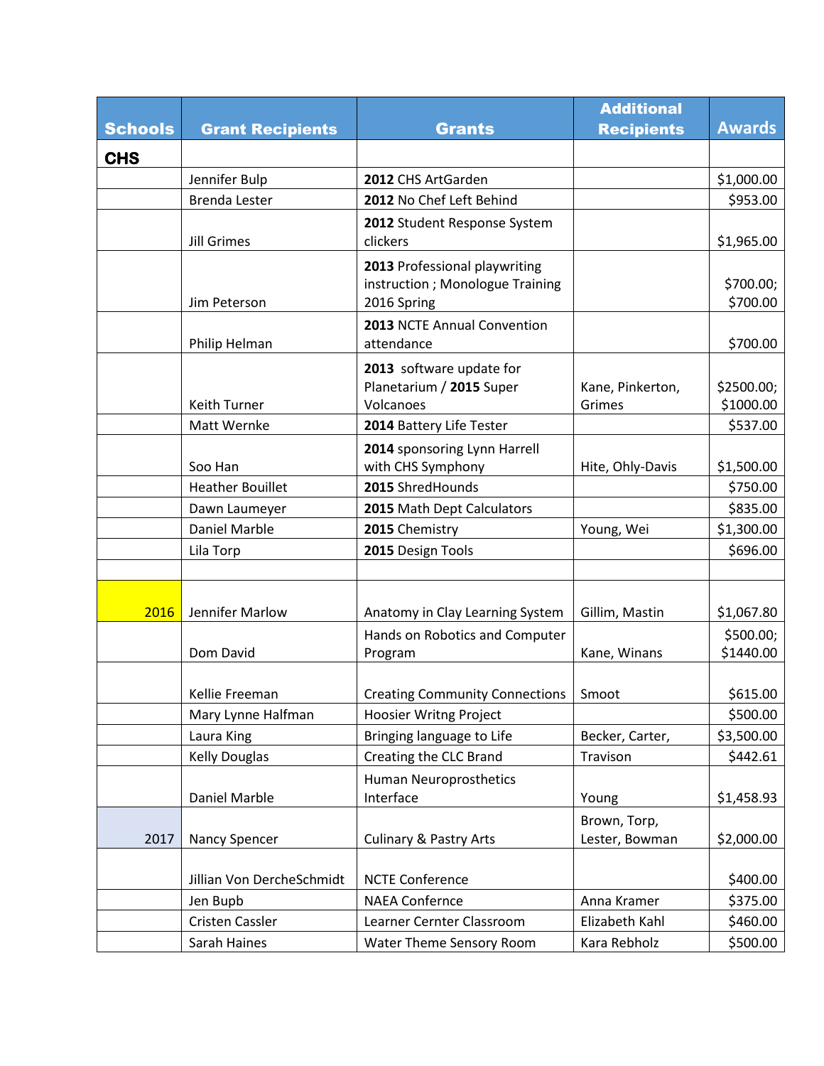| Schools | Grant Recipients | Grants | Additional Recipients | Awards |
|---|---|---|---|---|
| **CHS** | | | | |
| | Jennifer Bulp | **2012** CHS ArtGarden | | $1,000.00 |
| | Brenda Lester | **2012** No Chef Left Behind | | $953.00 |
| | Jill Grimes | **2012** Student Response System clickers | | $1,965.00 |
| | Jim Peterson | **2013** Professional playwriting instruction ; Monologue Training 2016 Spring | | $700.00; $700.00 |
| | Philip Helman | **2013** NCTE Annual Convention attendance | | $700.00 |
| | Keith Turner | **2013** software update for Planetarium / **2015** Super Volcanoes | Kane, Pinkerton, Grimes | $2500.00; $1000.00 |
| | Matt Wernke | **2014** Battery Life Tester | | $537.00 |
| | Soo Han | **2014** sponsoring Lynn Harrell with CHS Symphony | Hite, Ohly-Davis | $1,500.00 |
| | Heather Bouillet | **2015** ShredHounds | | $750.00 |
| | Dawn Laumeyer | **2015** Math Dept Calculators | | $835.00 |
| | Daniel Marble | **2015** Chemistry | Young, Wei | $1,300.00 |
| | Lila Torp | **2015** Design Tools | | $696.00 |
| | | | | |
| 2016 | Jennifer Marlow | Anatomy in Clay Learning System | Gillim, Mastin | $1,067.80 |
| | Dom David | Hands on Robotics and Computer Program | Kane, Winans | $500.00; $1440.00 |
| | Kellie Freeman | Creating Community Connections | Smoot | $615.00 |
| | Mary Lynne Halfman | Hoosier Writng Project | | $500.00 |
| | Laura King | Bringing language to Life | Becker, Carter, | $3,500.00 |
| | Kelly Douglas | Creating the CLC Brand | Travison | $442.61 |
| | Daniel Marble | Human Neuroprosthetics Interface | Young | $1,458.93 |
| 2017 | Nancy Spencer | Culinary & Pastry Arts | Brown, Torp, Lester, Bowman | $2,000.00 |
| | Jillian Von DercheSchmidt | NCTE Conference | | $400.00 |
| | Jen Bupb | NAEA Confernce | Anna Kramer | $375.00 |
| | Cristen Cassler | Learner Cernter Classroom | Elizabeth Kahl | $460.00 |
| | Sarah Haines | Water Theme Sensory Room | Kara Rebholz | $500.00 |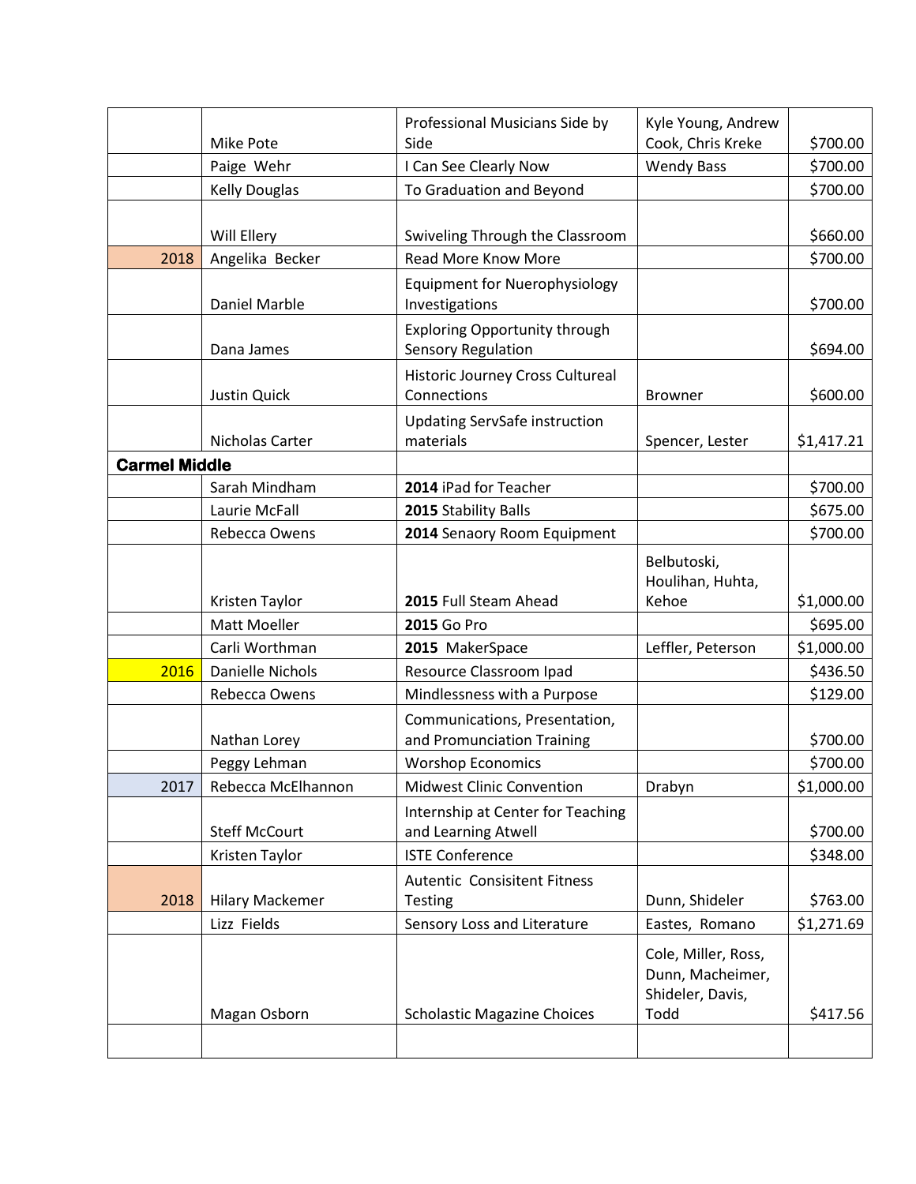| | | | | |
|---|---|---|---|---|
| | Mike Pote | Professional Musicians Side by Side | Kyle Young, Andrew Cook, Chris Kreke | $700.00 |
| | Paige Wehr | I Can See Clearly Now | Wendy Bass | $700.00 |
| | Kelly Douglas | To Graduation and Beyond | | $700.00 |
| | Will Ellery | Swiveling Through the Classroom | | $660.00 |
| 2018 | Angelika Becker | Read More Know More | | $700.00 |
| | Daniel Marble | Equipment for Nuerophysiology Investigations | | $700.00 |
| | Dana James | Exploring Opportunity through Sensory Regulation | | $694.00 |
| | Justin Quick | Historic Journey Cross Cultureal Connections | Browner | $600.00 |
| | Nicholas Carter | Updating ServSafe instruction materials | Spencer, Lester | $1,417.21 |
| **Carmel Middle** | | | | |
| | Sarah Mindham | **2014** iPad for Teacher | | $700.00 |
| | Laurie McFall | **2015** Stability Balls | | $675.00 |
| | Rebecca Owens | **2014** Senaory Room Equipment | | $700.00 |
| | Kristen Taylor | **2015** Full Steam Ahead | Belbutoski, Houlihan, Huhta, Kehoe | $1,000.00 |
| | Matt Moeller | **2015** Go Pro | | $695.00 |
| | Carli Worthman | **2015** MakerSpace | Leffler, Peterson | $1,000.00 |
| 2016 | Danielle Nichols | Resource Classroom Ipad | | $436.50 |
| | Rebecca Owens | Mindlessness with a Purpose | | $129.00 |
| | Nathan Lorey | Communications, Presentation, and Promunciation Training | | $700.00 |
| | Peggy Lehman | Worshop Economics | | $700.00 |
| 2017 | Rebecca McElhannon | Midwest Clinic Convention | Drabyn | $1,000.00 |
| | Steff McCourt | Internship at Center for Teaching and Learning Atwell | | $700.00 |
| | Kristen Taylor | ISTE Conference | | $348.00 |
| 2018 | Hilary Mackemer | Autentic Consisitent Fitness Testing | Dunn, Shideler | $763.00 |
| | Lizz Fields | Sensory Loss and Literature | Eastes, Romano | $1,271.69 |
| | Magan Osborn | Scholastic Magazine Choices | Cole, Miller, Ross, Dunn, Macheimer, Shideler, Davis, Todd | $417.56 |
| | | | | |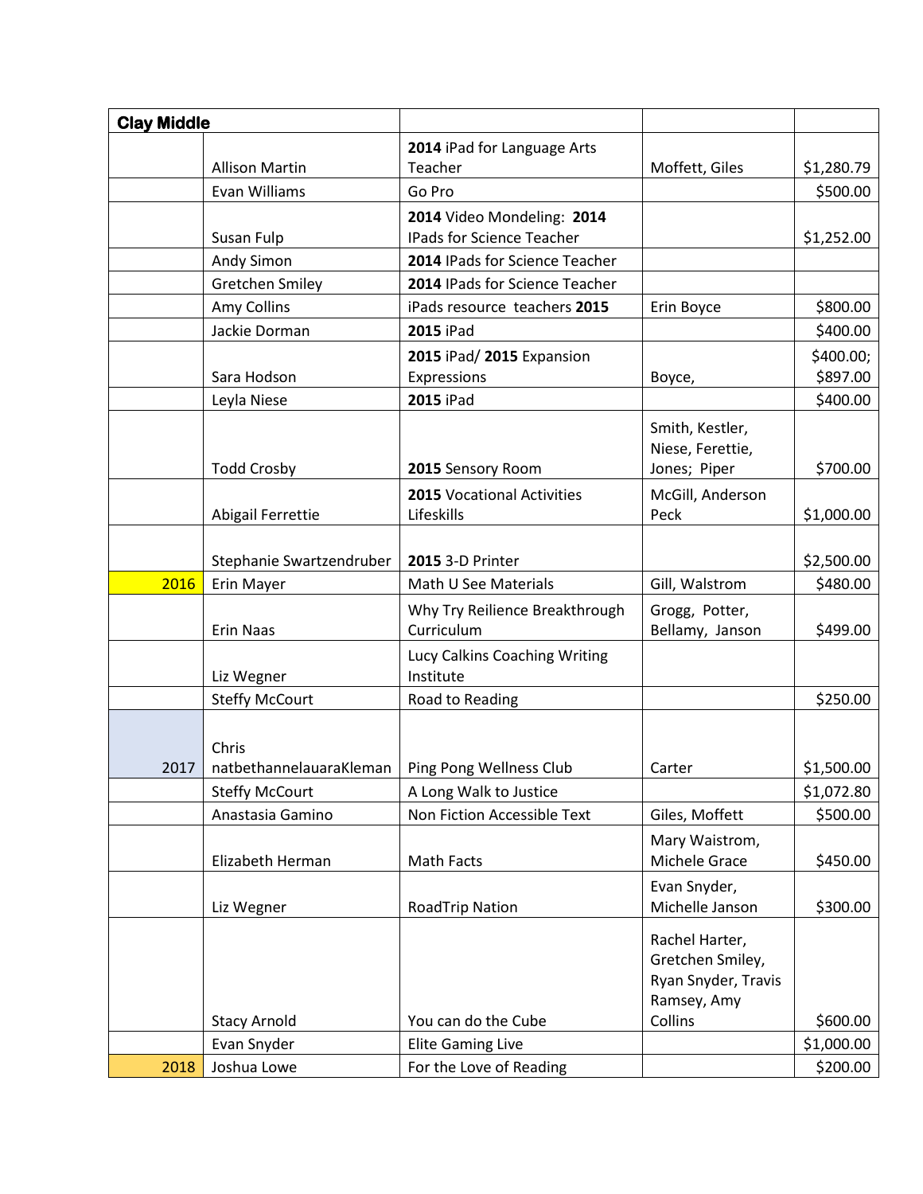| Clay Middle | | | | |
|---|---|---|---|---|
| | Allison Martin | **2014** iPad for Language Arts Teacher | Moffett, Giles | $1,280.79 |
| | Evan Williams | Go Pro | | $500.00 |
| | Susan Fulp | **2014** Video Mondeling: **2014** IPads for Science Teacher | | $1,252.00 |
| | Andy Simon | **2014** IPads for Science Teacher | | |
| | Gretchen Smiley | **2014** IPads for Science Teacher | | |
| | Amy Collins | iPads resource teachers **2015** | Erin Boyce | $800.00 |
| | Jackie Dorman | **2015** iPad | | $400.00 |
| | Sara Hodson | **2015** iPad/ **2015** Expansion Expressions | Boyce, | $400.00; $897.00 |
| | Leyla Niese | **2015** iPad | | $400.00 |
| | Todd Crosby | **2015** Sensory Room | Smith, Kestler, Niese, Ferettie, Jones; Piper | $700.00 |
| | Abigail Ferrettie | **2015** Vocational Activities Lifeskills | McGill, Anderson Peck | $1,000.00 |
| | Stephanie Swartzendruber | **2015** 3-D Printer | | $2,500.00 |
| 2016 | Erin Mayer | Math U See Materials | Gill, Walstrom | $480.00 |
| | Erin Naas | Why Try Reilience Breakthrough Curriculum | Grogg, Potter, Bellamy, Janson | $499.00 |
| | Liz Wegner | Lucy Calkins Coaching Writing Institute | | |
| | Steffy McCourt | Road to Reading | | $250.00 |
| 2017 | Chris natbethannelauaraKleman | Ping Pong Wellness Club | Carter | $1,500.00 |
| | Steffy McCourt | A Long Walk to Justice | | $1,072.80 |
| | Anastasia Gamino | Non Fiction Accessible Text | Giles, Moffett | $500.00 |
| | Elizabeth Herman | Math Facts | Mary Waistrom, Michele Grace | $450.00 |
| | Liz Wegner | RoadTrip Nation | Evan Snyder, Michelle Janson | $300.00 |
| | Stacy Arnold | You can do the Cube | Rachel Harter, Gretchen Smiley, Ryan Snyder, Travis Ramsey, Amy Collins | $600.00 |
| | Evan Snyder | Elite Gaming Live | | $1,000.00 |
| 2018 | Joshua Lowe | For the Love of Reading | | $200.00 |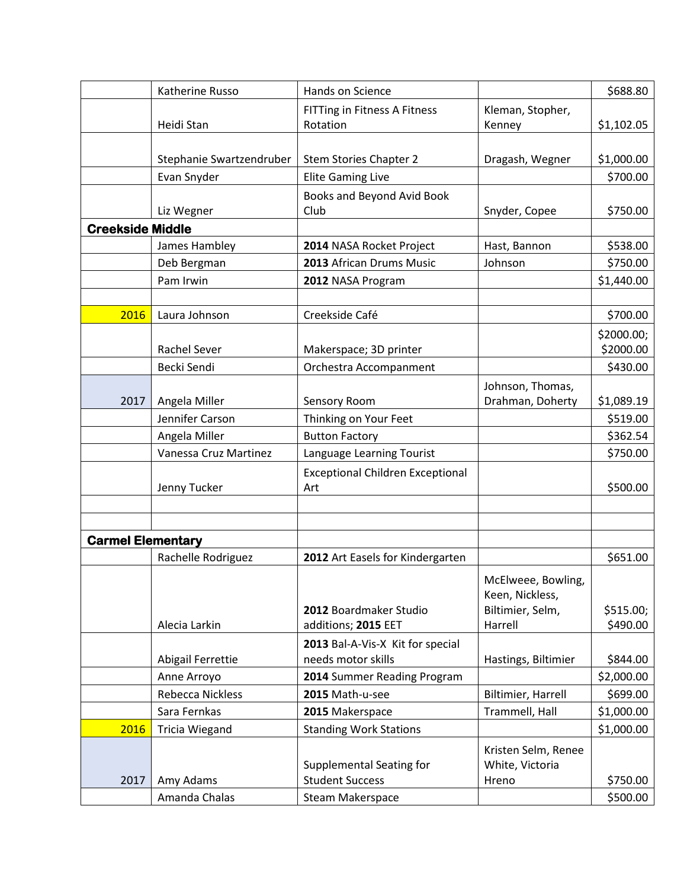| | | | | |
|---|---|---|---|---|
| | Katherine Russo | Hands on Science | | $688.80 |
| | Heidi Stan | FITTing in Fitness A Fitness Rotation | Kleman, Stopher, Kenney | $1,102.05 |
| | Stephanie Swartzendruber | Stem Stories Chapter 2 | Dragash, Wegner | $1,000.00 |
| | Evan Snyder | Elite Gaming Live | | $700.00 |
| | Liz Wegner | Books and Beyond Avid Book Club | Snyder, Copee | $750.00 |
| **Creekside Middle** | | | | |
| | James Hambley | **2014** NASA Rocket Project | Hast, Bannon | $538.00 |
| | Deb Bergman | **2013** African Drums Music | Johnson | $750.00 |
| | Pam Irwin | **2012** NASA Program | | $1,440.00 |
| | | | | |
| 2016 | Laura Johnson | Creekside Café | | $700.00 |
| | Rachel Sever | Makerspace; 3D printer | | $2000.00; $2000.00 |
| | Becki Sendi | Orchestra Accompanment | | $430.00 |
| 2017 | Angela Miller | Sensory Room | Johnson, Thomas, Drahman, Doherty | $1,089.19 |
| | Jennifer Carson | Thinking on Your Feet | | $519.00 |
| | Angela Miller | Button Factory | | $362.54 |
| | Vanessa Cruz Martinez | Language Learning Tourist | | $750.00 |
| | Jenny Tucker | Exceptional Children Exceptional Art | | $500.00 |
| | | | | |
| | | | | |
| **Carmel Elementary** | | | | |
| | Rachelle Rodriguez | **2012** Art Easels for Kindergarten | | $651.00 |
| | Alecia Larkin | **2012** Boardmaker Studio additions; **2015** EET | McElweee, Bowling, Keen, Nickless, Biltimier, Selm, Harrell | $515.00; $490.00 |
| | Abigail Ferrettie | **2013** Bal-A-Vis-X Kit for special needs motor skills | Hastings, Biltimier | $844.00 |
| | Anne Arroyo | **2014** Summer Reading Program | | $2,000.00 |
| | Rebecca Nickless | **2015** Math-u-see | Biltimier, Harrell | $699.00 |
| | Sara Fernkas | **2015** Makerspace | Trammell, Hall | $1,000.00 |
| 2016 | Tricia Wiegand | Standing Work Stations | | $1,000.00 |
| 2017 | Amy Adams | Supplemental Seating for Student Success | Kristen Selm, Renee White, Victoria Hreno | $750.00 |
| | Amanda Chalas | Steam Makerspace | | $500.00 |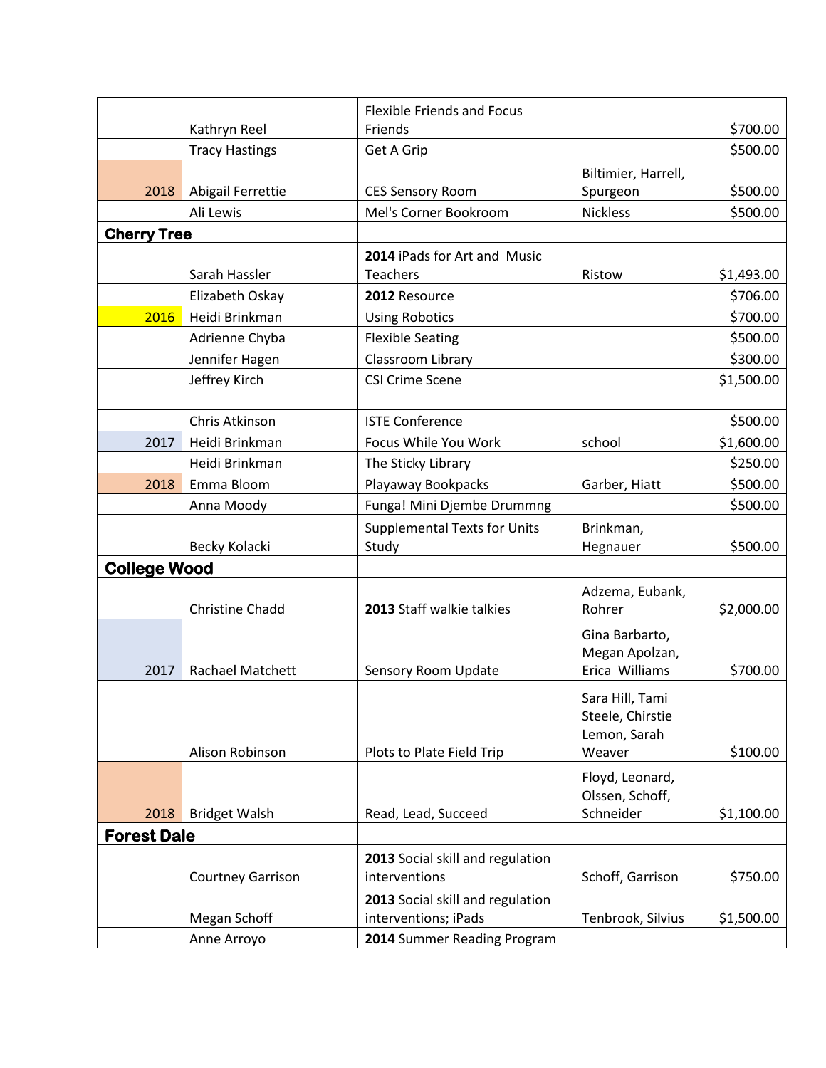| | | | | |
|---|---|---|---|---|
| | Kathryn Reel | Flexible Friends and Focus Friends | | $700.00 |
| | Tracy Hastings | Get A Grip | | $500.00 |
| 2018 | Abigail Ferrettie | CES Sensory Room | Biltimier, Harrell, Spurgeon | $500.00 |
| | Ali Lewis | Mel's Corner Bookroom | Nickless | $500.00 |
| **Cherry Tree** | | | | |
| | Sarah Hassler | **2014** iPads for Art and Music Teachers | Ristow | $1,493.00 |
| | Elizabeth Oskay | **2012** Resource | | $706.00 |
| 2016 | Heidi Brinkman | Using Robotics | | $700.00 |
| | Adrienne Chyba | Flexible Seating | | $500.00 |
| | Jennifer Hagen | Classroom Library | | $300.00 |
| | Jeffrey Kirch | CSI Crime Scene | | $1,500.00 |
| | | | | |
| | Chris Atkinson | ISTE Conference | | $500.00 |
| 2017 | Heidi Brinkman | Focus While You Work | school | $1,600.00 |
| | Heidi Brinkman | The Sticky Library | | $250.00 |
| 2018 | Emma Bloom | Playaway Bookpacks | Garber, Hiatt | $500.00 |
| | Anna Moody | Funga! Mini Djembe Drummng | | $500.00 |
| | Becky Kolacki | Supplemental Texts for Units Study | Brinkman, Hegnauer | $500.00 |
| **College Wood** | | | | |
| | Christine Chadd | **2013** Staff walkie talkies | Adzema, Eubank, Rohrer | $2,000.00 |
| 2017 | Rachael Matchett | Sensory Room Update | Gina Barbarto, Megan Apolzan, Erica Williams | $700.00 |
| | Alison Robinson | Plots to Plate Field Trip | Sara Hill, Tami Steele, Chirstie Lemon, Sarah Weaver | $100.00 |
| 2018 | Bridget Walsh | Read, Lead, Succeed | Floyd, Leonard, Olssen, Schoff, Schneider | $1,100.00 |
| **Forest Dale** | | | | |
| | Courtney Garrison | **2013** Social skill and regulation interventions | Schoff, Garrison | $750.00 |
| | Megan Schoff | **2013** Social skill and regulation interventions; iPads | Tenbrook, Silvius | $1,500.00 |
| | Anne Arroyo | **2014** Summer Reading Program | | |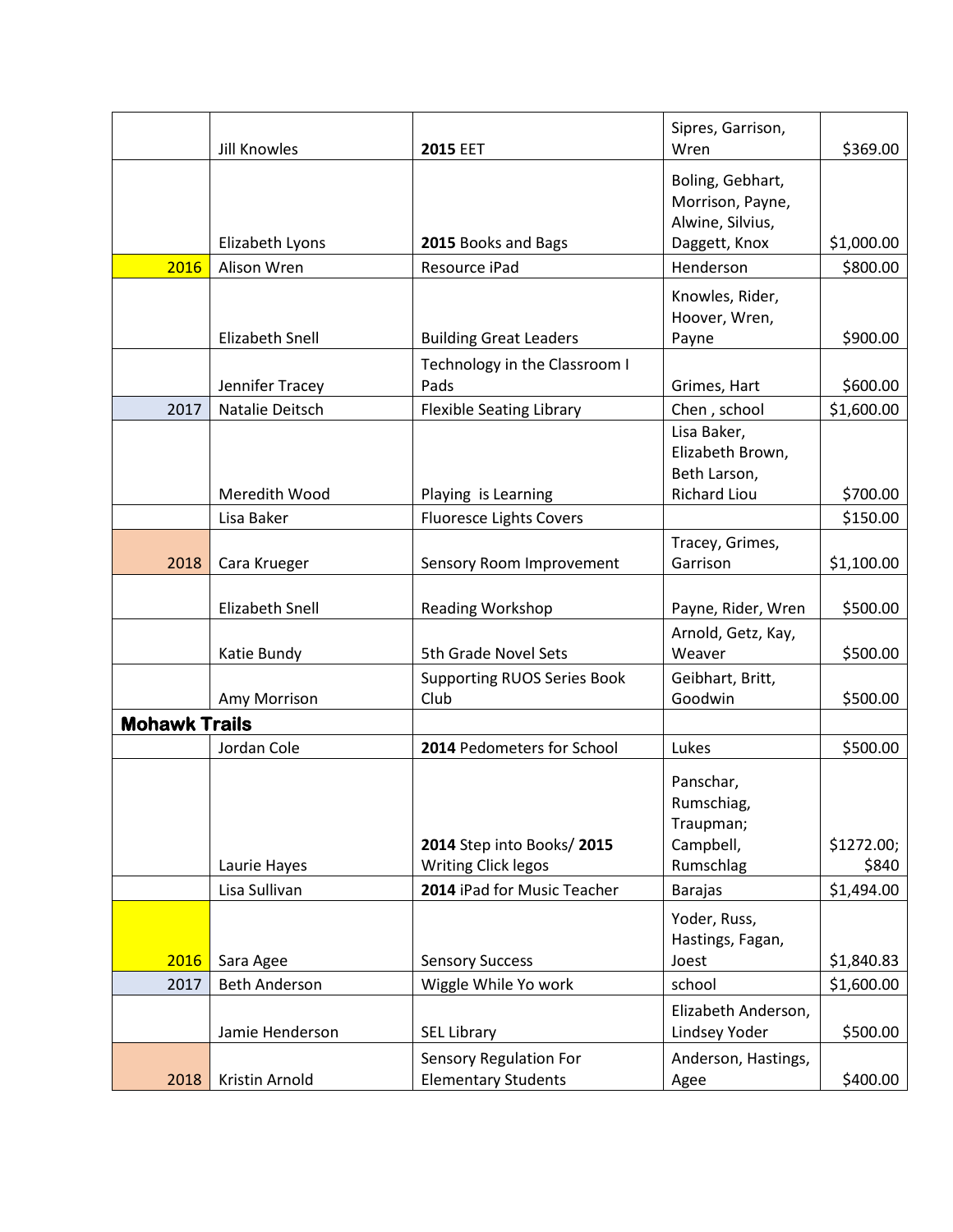|  |  |  |  |  |
|---|---|---|---|---|
|  | Jill Knowles | **2015** EET | Sipres, Garrison, Wren | $369.00 |
|  | Elizabeth Lyons | **2015** Books and Bags | Boling, Gebhart, Morrison, Payne, Alwine, Silvius, Daggett, Knox | $1,000.00 |
| 2016 | Alison Wren | Resource iPad | Henderson | $800.00 |
|  | Elizabeth Snell | Building Great Leaders | Knowles, Rider, Hoover, Wren, Payne | $900.00 |
|  | Jennifer Tracey | Technology in the Classroom I Pads | Grimes, Hart | $600.00 |
| 2017 | Natalie Deitsch | Flexible Seating Library | Chen , school | $1,600.00 |
|  | Meredith Wood | Playing is Learning | Lisa Baker, Elizabeth Brown, Beth Larson, Richard Liou | $700.00 |
|  | Lisa Baker | Fluoresce Lights Covers |  | $150.00 |
| 2018 | Cara Krueger | Sensory Room Improvement | Tracey, Grimes, Garrison | $1,100.00 |
|  | Elizabeth Snell | Reading Workshop | Payne, Rider, Wren | $500.00 |
|  | Katie Bundy | 5th Grade Novel Sets | Arnold, Getz, Kay, Weaver | $500.00 |
|  | Amy Morrison | Supporting RUOS Series Book Club | Geibhart, Britt, Goodwin | $500.00 |
| **Mohawk Trails** |  |  |  |  |
|  | Jordan Cole | **2014** Pedometers for School | Lukes | $500.00 |
|  | Laurie Hayes | **2014** Step into Books/ **2015** Writing Click legos | Panschar, Rumschiag, Traupman; Campbell, Rumschlag | $1272.00; $840 |
|  | Lisa Sullivan | **2014** iPad for Music Teacher | Barajas | $1,494.00 |
| 2016 | Sara Agee | Sensory Success | Yoder, Russ, Hastings, Fagan, Joest | $1,840.83 |
| 2017 | Beth Anderson | Wiggle While Yo work | school | $1,600.00 |
|  | Jamie Henderson | SEL Library | Elizabeth Anderson, Lindsey Yoder | $500.00 |
| 2018 | Kristin Arnold | Sensory Regulation For Elementary Students | Anderson, Hastings, Agee | $400.00 |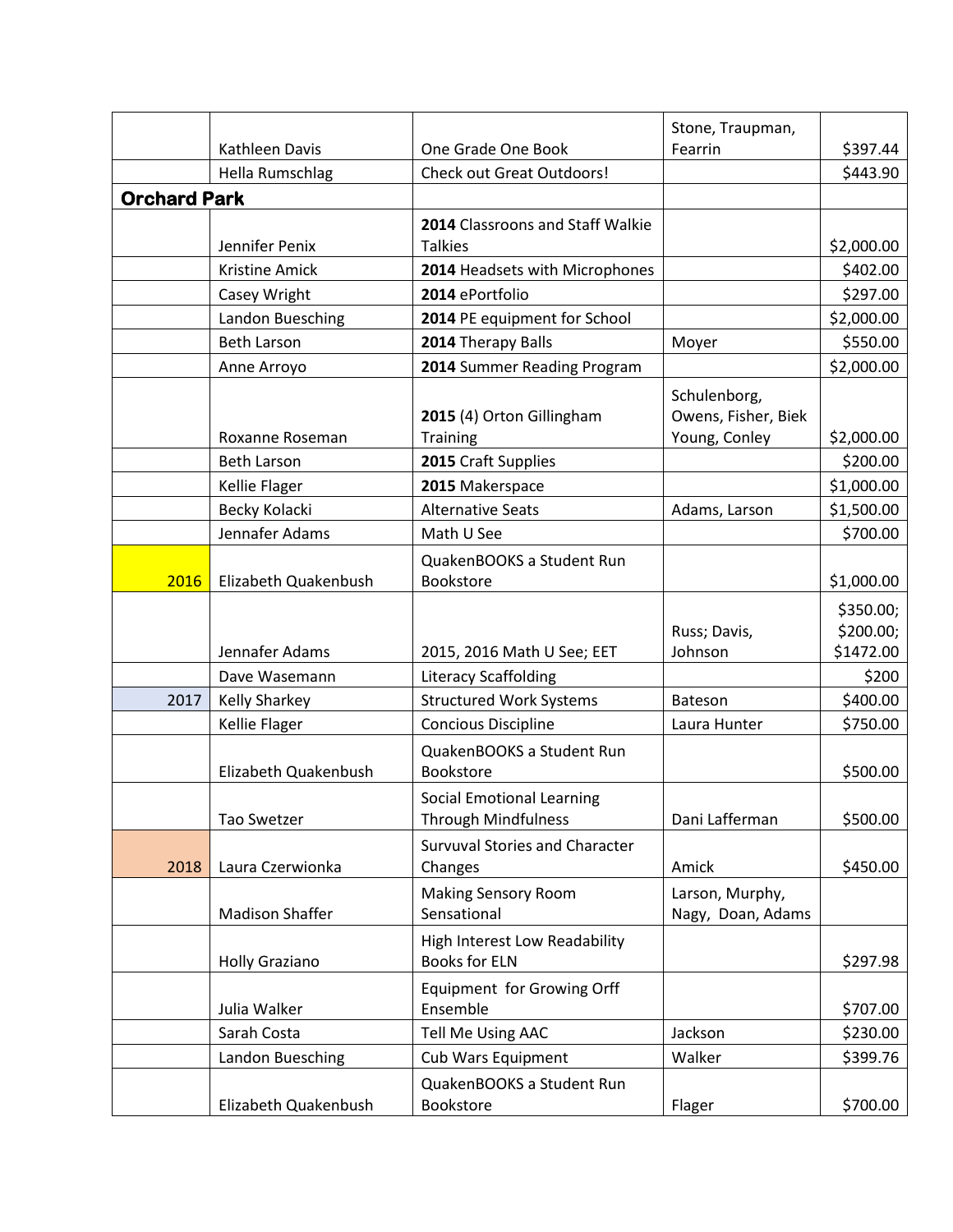| | | | | |
|---|---|---|---|---|
| | Kathleen Davis | One Grade One Book | Stone, Traupman, Fearrin | $397.44 |
| | Hella Rumschlag | Check out Great Outdoors! | | $443.90 |
| **Orchard Park** | | | | |
| | Jennifer Penix | **2014** Classroons and Staff Walkie Talkies | | $2,000.00 |
| | Kristine Amick | **2014** Headsets with Microphones | | $402.00 |
| | Casey Wright | **2014** ePortfolio | | $297.00 |
| | Landon Buesching | **2014** PE equipment for School | | $2,000.00 |
| | Beth Larson | **2014** Therapy Balls | Moyer | $550.00 |
| | Anne Arroyo | **2014** Summer Reading Program | | $2,000.00 |
| | Roxanne Roseman | **2015** (4) Orton Gillingham Training | Schulenborg, Owens, Fisher, Biek Young, Conley | $2,000.00 |
| | Beth Larson | **2015** Craft Supplies | | $200.00 |
| | Kellie Flager | **2015** Makerspace | | $1,000.00 |
| | Becky Kolacki | Alternative Seats | Adams, Larson | $1,500.00 |
| | Jennafer Adams | Math U See | | $700.00 |
| 2016 | Elizabeth Quakenbush | QuakenBOOKS a Student Run Bookstore | | $1,000.00 |
| | Jennafer Adams | 2015, 2016 Math U See; EET | Russ; Davis, Johnson | $350.00; $200.00; $1472.00 |
| | Dave Wasemann | Literacy Scaffolding | | $200 |
| 2017 | Kelly Sharkey | Structured Work Systems | Bateson | $400.00 |
| | Kellie Flager | Concious Discipline | Laura Hunter | $750.00 |
| | Elizabeth Quakenbush | QuakenBOOKS a Student Run Bookstore | | $500.00 |
| | Tao Swetzer | Social Emotional Learning Through Mindfulness | Dani Lafferman | $500.00 |
| 2018 | Laura Czerwionka | Survuval Stories and Character Changes | Amick | $450.00 |
| | Madison Shaffer | Making Sensory Room Sensational | Larson, Murphy, Nagy, Doan, Adams | |
| | Holly Graziano | High Interest Low Readability Books for ELN | | $297.98 |
| | Julia Walker | Equipment for Growing Orff Ensemble | | $707.00 |
| | Sarah Costa | Tell Me Using AAC | Jackson | $230.00 |
| | Landon Buesching | Cub Wars Equipment | Walker | $399.76 |
| | Elizabeth Quakenbush | QuakenBOOKS a Student Run Bookstore | Flager | $700.00 |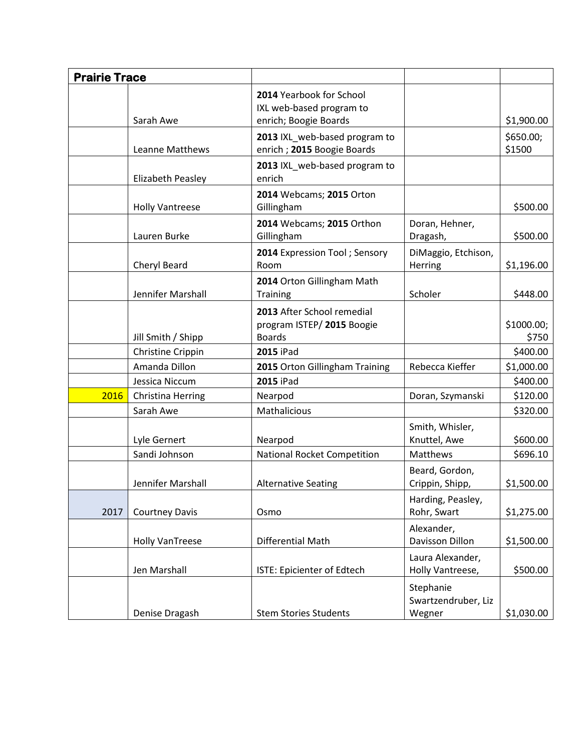| **Prairie Trace** | | | | |
|---|---|---|---|---|
| | Sarah Awe | **2014** Yearbook for School IXL web-based program to enrich; Boogie Boards | | $1,900.00 |
| | Leanne Matthews | **2013** IXL_web-based program to enrich ; **2015** Boogie Boards | | $650.00; $1500 |
| | Elizabeth Peasley | **2013** IXL_web-based program to enrich | | |
| | Holly Vantreese | **2014** Webcams; **2015** Orton Gillingham | | $500.00 |
| | Lauren Burke | **2014** Webcams; **2015** Orthon Gillingham | Doran, Hehner, Dragash, | $500.00 |
| | Cheryl Beard | **2014** Expression Tool ; Sensory Room | DiMaggio, Etchison, Herring | $1,196.00 |
| | Jennifer Marshall | **2014** Orton Gillingham Math Training | Scholer | $448.00 |
| | Jill Smith / Shipp | **2013** After School remedial program ISTEP/ **2015** Boogie Boards | | $1000.00; $750 |
| | Christine Crippin | **2015** iPad | | $400.00 |
| | Amanda Dillon | **2015** Orton Gillingham Training | Rebecca Kieffer | $1,000.00 |
| | Jessica Niccum | **2015** iPad | | $400.00 |
| 2016 | Christina Herring | Nearpod | Doran, Szymanski | $120.00 |
| | Sarah Awe | Mathalicious | | $320.00 |
| | Lyle Gernert | Nearpod | Smith, Whisler, Knuttel, Awe | $600.00 |
| | Sandi Johnson | National Rocket Competition | Matthews | $696.10 |
| | Jennifer Marshall | Alternative Seating | Beard, Gordon, Crippin, Shipp, | $1,500.00 |
| 2017 | Courtney Davis | Osmo | Harding, Peasley, Rohr, Swart | $1,275.00 |
| | Holly VanTreese | Differential Math | Alexander, Davisson Dillon | $1,500.00 |
| | Jen Marshall | ISTE: Epicienter of Edtech | Laura Alexander, Holly Vantreese, | $500.00 |
| | Denise Dragash | Stem Stories Students | Stephanie Swartzendruber, Liz Wegner | $1,030.00 |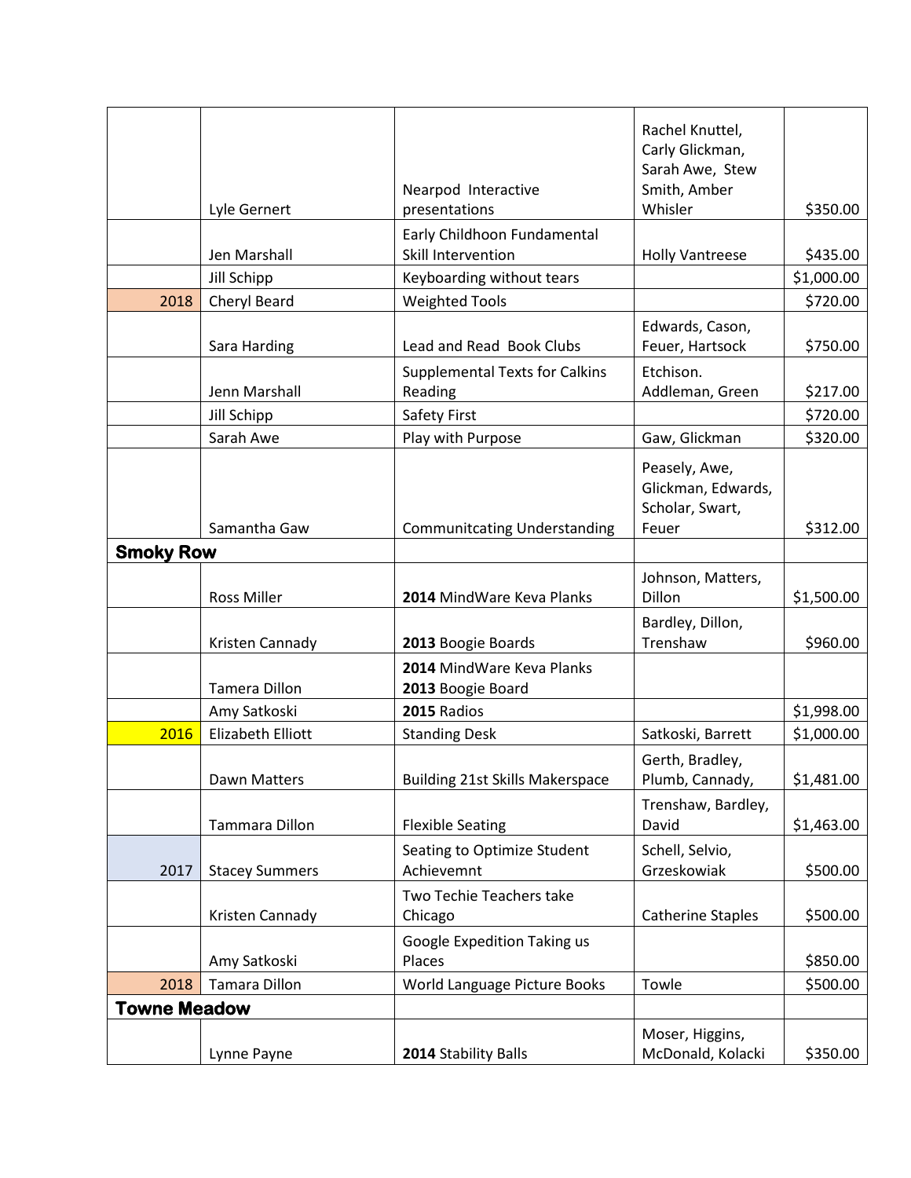| | | | | |
|---|---|---|---|---|
| | Lyle Gernert | Nearpod Interactive presentations | Rachel Knuttel, Carly Glickman, Sarah Awe, Stew Smith, Amber Whisler | $350.00 |
| | Jen Marshall | Early Childhoon Fundamental Skill Intervention | Holly Vantreese | $435.00 |
| | Jill Schipp | Keyboarding without tears | | $1,000.00 |
| 2018 | Cheryl Beard | Weighted Tools | | $720.00 |
| | Sara Harding | Lead and Read Book Clubs | Edwards, Cason, Feuer, Hartsock | $750.00 |
| | Jenn Marshall | Supplemental Texts for Calkins Reading | Etchison. Addleman, Green | $217.00 |
| | Jill Schipp | Safety First | | $720.00 |
| | Sarah Awe | Play with Purpose | Gaw, Glickman | $320.00 |
| | Samantha Gaw | Communitcating Understanding | Peasely, Awe, Glickman, Edwards, Scholar, Swart, Feuer | $312.00 |
| **Smoky Row** | | | | |
| | Ross Miller | **2014** MindWare Keva Planks | Johnson, Matters, Dillon | $1,500.00 |
| | Kristen Cannady | **2013** Boogie Boards | Bardley, Dillon, Trenshaw | $960.00 |
| | Tamera Dillon | **2014** MindWare Keva Planks **2013** Boogie Board | | |
| | Amy Satkoski | **2015** Radios | | $1,998.00 |
| 2016 | Elizabeth Elliott | Standing Desk | Satkoski, Barrett | $1,000.00 |
| | Dawn Matters | Building 21st Skills Makerspace | Gerth, Bradley, Plumb, Cannady, | $1,481.00 |
| | Tammara Dillon | Flexible Seating | Trenshaw, Bardley, David | $1,463.00 |
| 2017 | Stacey Summers | Seating to Optimize Student Achievemnt | Schell, Selvio, Grzeskowiak | $500.00 |
| | Kristen Cannady | Two Techie Teachers take Chicago | Catherine Staples | $500.00 |
| | Amy Satkoski | Google Expedition Taking us Places | | $850.00 |
| 2018 | Tamara Dillon | World Language Picture Books | Towle | $500.00 |
| **Towne Meadow** | | | | |
| | Lynne Payne | **2014** Stability Balls | Moser, Higgins, McDonald, Kolacki | $350.00 |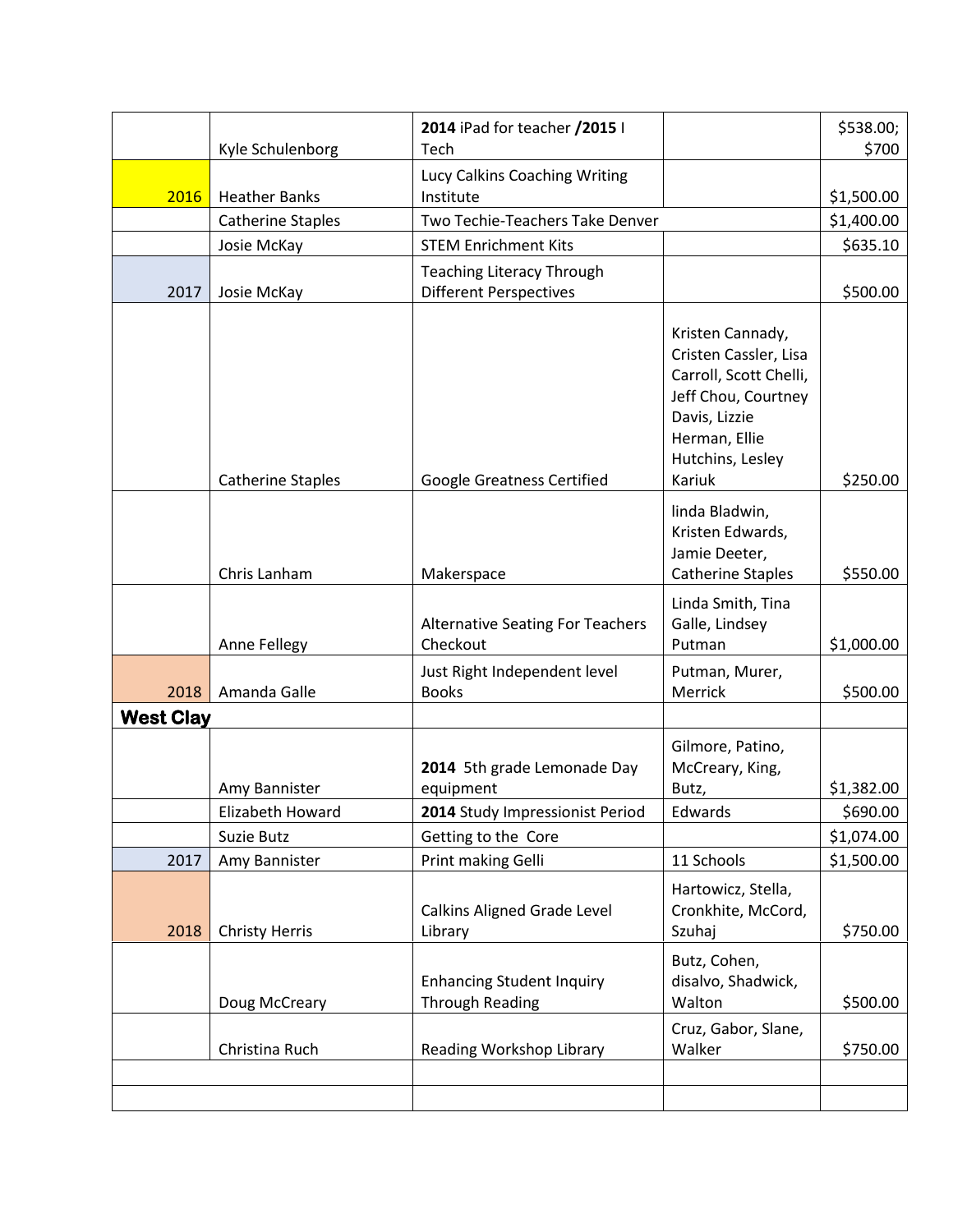| | | | | |
|---|---|---|---|---|
| | Kyle Schulenborg | **2014** iPad for teacher **/2015** I Tech | | $538.00; $700 |
| 2016 | Heather Banks | Lucy Calkins Coaching Writing Institute | | $1,500.00 |
| | Catherine Staples | Two Techie-Teachers Take Denver | | $1,400.00 |
| | Josie McKay | STEM Enrichment Kits | | $635.10 |
| 2017 | Josie McKay | Teaching Literacy Through Different Perspectives | | $500.00 |
| | Catherine Staples | Google Greatness Certified | Kristen Cannady, Cristen Cassler, Lisa Carroll, Scott Chelli, Jeff Chou, Courtney Davis, Lizzie Herman, Ellie Hutchins, Lesley Kariuk | $250.00 |
| | Chris Lanham | Makerspace | linda Bladwin, Kristen Edwards, Jamie Deeter, Catherine Staples | $550.00 |
| | Anne Fellegy | Alternative Seating For Teachers Checkout | Linda Smith, Tina Galle, Lindsey Putman | $1,000.00 |
| 2018 | Amanda Galle | Just Right Independent level Books | Putman, Murer, Merrick | $500.00 |
| **West Clay** | | | | |
| | Amy Bannister | **2014** 5th grade Lemonade Day equipment | Gilmore, Patino, McCreary, King, Butz, | $1,382.00 |
| | Elizabeth Howard | **2014** Study Impressionist Period | Edwards | $690.00 |
| | Suzie Butz | Getting to the Core | | $1,074.00 |
| 2017 | Amy Bannister | Print making Gelli | 11 Schools | $1,500.00 |
| 2018 | Christy Herris | Calkins Aligned Grade Level Library | Hartowicz, Stella, Cronkhite, McCord, Szuhaj | $750.00 |
| | Doug McCreary | Enhancing Student Inquiry Through Reading | Butz, Cohen, disalvo, Shadwick, Walton | $500.00 |
| | Christina Ruch | Reading Workshop Library | Cruz, Gabor, Slane, Walker | $750.00 |
| | | | | |
| | | | | |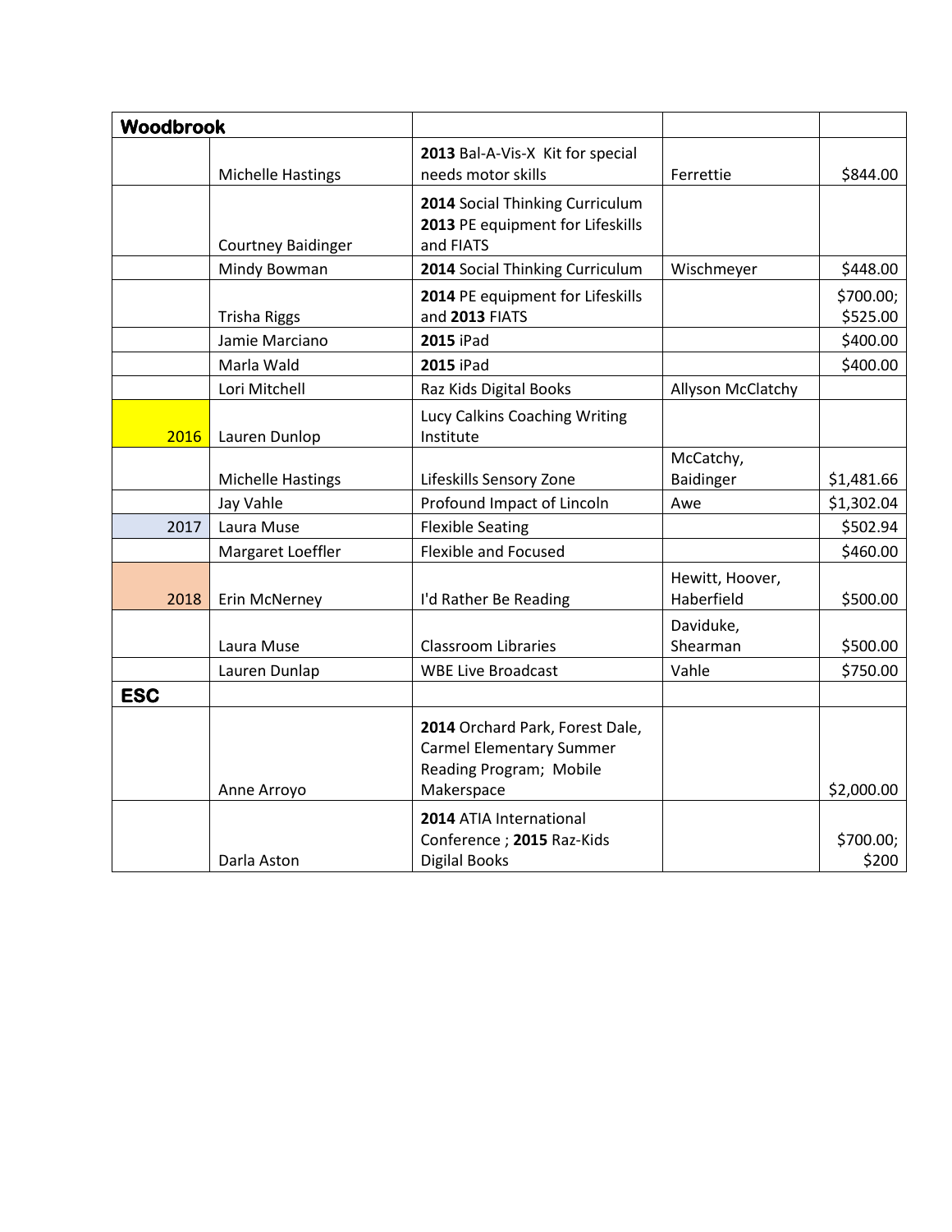| | | | | |
|---|---|---|---|---|
| **Woodbrook** | | | | |
| | Michelle Hastings | **2013** Bal-A-Vis-X Kit for special needs motor skills | Ferrettie | $844.00 |
| | Courtney Baidinger | **2014** Social Thinking Curriculum **2013** PE equipment for Lifeskills and FIATS | | |
| | Mindy Bowman | **2014** Social Thinking Curriculum | Wischmeyer | $448.00 |
| | Trisha Riggs | **2014** PE equipment for Lifeskills and **2013** FIATS | | $700.00; $525.00 |
| | Jamie Marciano | **2015** iPad | | $400.00 |
| | Marla Wald | **2015** iPad | | $400.00 |
| | Lori Mitchell | Raz Kids Digital Books | Allyson McClatchy | |
| 2016 | Lauren Dunlop | Lucy Calkins Coaching Writing Institute | | |
| | Michelle Hastings | Lifeskills Sensory Zone | McCatchy, Baidinger | $1,481.66 |
| | Jay Vahle | Profound Impact of Lincoln | Awe | $1,302.04 |
| 2017 | Laura Muse | Flexible Seating | | $502.94 |
| | Margaret Loeffler | Flexible and Focused | | $460.00 |
| 2018 | Erin McNerney | I'd Rather Be Reading | Hewitt, Hoover, Haberfield | $500.00 |
| | Laura Muse | Classroom Libraries | Daviduke, Shearman | $500.00 |
| | Lauren Dunlap | WBE Live Broadcast | Vahle | $750.00 |
| **ESC** | | | | |
| | Anne Arroyo | **2014** Orchard Park, Forest Dale, Carmel Elementary Summer Reading Program; Mobile Makerspace | | $2,000.00 |
| | Darla Aston | **2014** ATIA International Conference ; **2015** Raz-Kids Digilal Books | | $700.00; $200 |